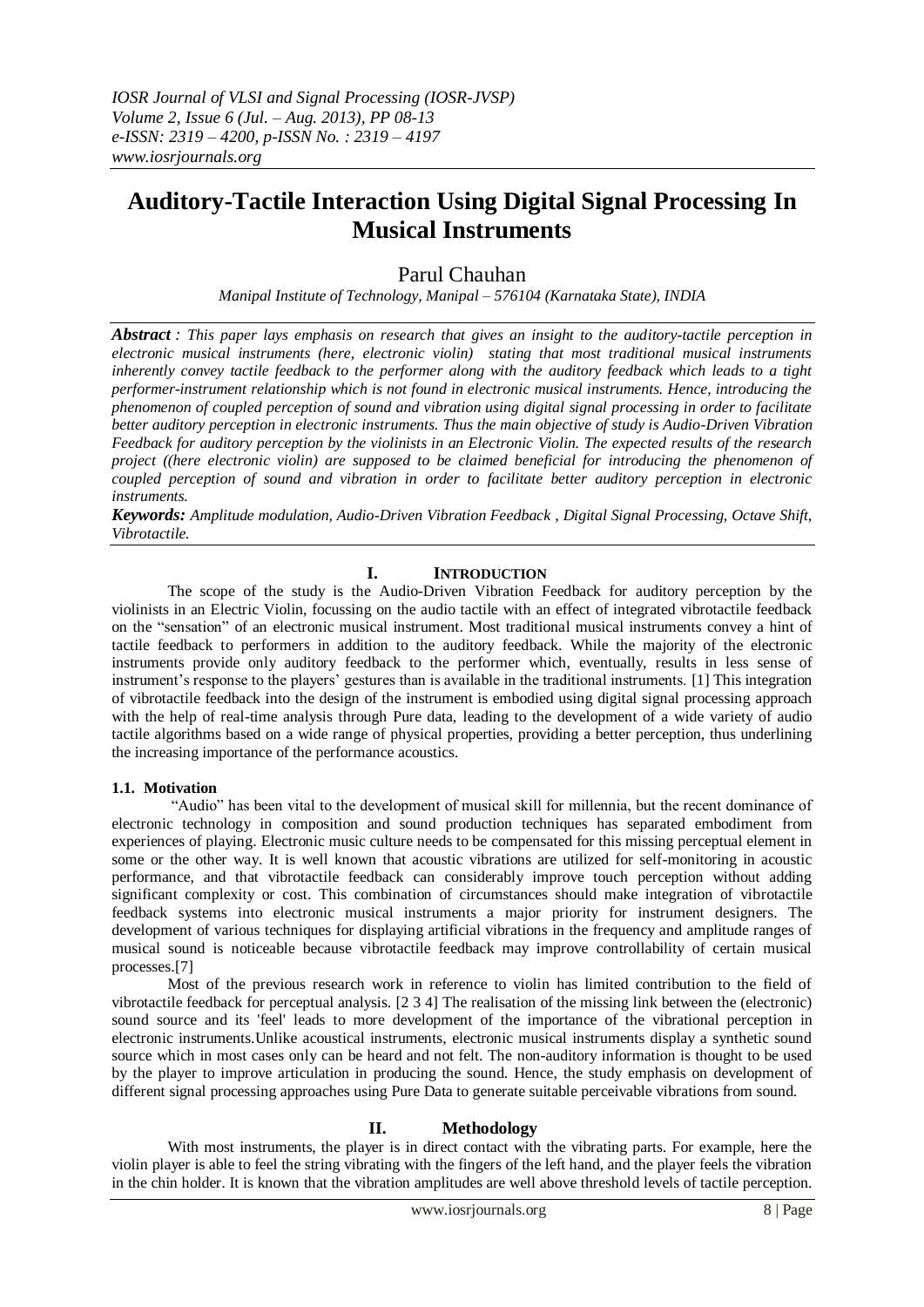# Auditory-Tactile Interaction Using Digital Signal Processing In Musical Instruments

Parul Chauhan

*Manipal Institute of Technology, Manipal – 576104 (Karnataka State), INDIA*

***Abstract*** *: This paper lays emphasis on research that gives an insight to the auditory-tactile perception in electronic musical instruments (here, electronic violin) stating that most traditional musical instruments inherently convey tactile feedback to the performer along with the auditory feedback which leads to a tight performer-instrument relationship which is not found in electronic musical instruments. Hence, introducing the phenomenon of coupled perception of sound and vibration using digital signal processing in order to facilitate better auditory perception in electronic instruments. Thus the main objective of study is Audio-Driven Vibration Feedback for auditory perception by the violinists in an Electronic Violin. The expected results of the research project ((here electronic violin) are supposed to be claimed beneficial for introducing the phenomenon of coupled perception of sound and vibration in order to facilitate better auditory perception in electronic instruments.*

***Keywords:*** *Amplitude modulation, Audio-Driven Vibration Feedback , Digital Signal Processing, Octave Shift, Vibrotactile.*

## I. INTRODUCTION

The scope of the study is the Audio-Driven Vibration Feedback for auditory perception by the violinists in an Electric Violin, focussing on the audio tactile with an effect of integrated vibrotactile feedback on the "sensation" of an electronic musical instrument. Most traditional musical instruments convey a hint of tactile feedback to performers in addition to the auditory feedback. While the majority of the electronic instruments provide only auditory feedback to the performer which, eventually, results in less sense of instrument's response to the players' gestures than is available in the traditional instruments. [1] This integration of vibrotactile feedback into the design of the instrument is embodied using digital signal processing approach with the help of real-time analysis through Pure data, leading to the development of a wide variety of audio tactile algorithms based on a wide range of physical properties, providing a better perception, thus underlining the increasing importance of the performance acoustics.

### 1.1. Motivation

"Audio" has been vital to the development of musical skill for millennia, but the recent dominance of electronic technology in composition and sound production techniques has separated embodiment from experiences of playing. Electronic music culture needs to be compensated for this missing perceptual element in some or the other way. It is well known that acoustic vibrations are utilized for self-monitoring in acoustic performance, and that vibrotactile feedback can considerably improve touch perception without adding significant complexity or cost. This combination of circumstances should make integration of vibrotactile feedback systems into electronic musical instruments a major priority for instrument designers. The development of various techniques for displaying artificial vibrations in the frequency and amplitude ranges of musical sound is noticeable because vibrotactile feedback may improve controllability of certain musical processes.[7]

Most of the previous research work in reference to violin has limited contribution to the field of vibrotactile feedback for perceptual analysis. [2 3 4] The realisation of the missing link between the (electronic) sound source and its 'feel' leads to more development of the importance of the vibrational perception in electronic instruments.Unlike acoustical instruments, electronic musical instruments display a synthetic sound source which in most cases only can be heard and not felt. The non-auditory information is thought to be used by the player to improve articulation in producing the sound. Hence, the study emphasis on development of different signal processing approaches using Pure Data to generate suitable perceivable vibrations from sound.

## II. Methodology

With most instruments, the player is in direct contact with the vibrating parts. For example, here the violin player is able to feel the string vibrating with the fingers of the left hand, and the player feels the vibration in the chin holder. It is known that the vibration amplitudes are well above threshold levels of tactile perception.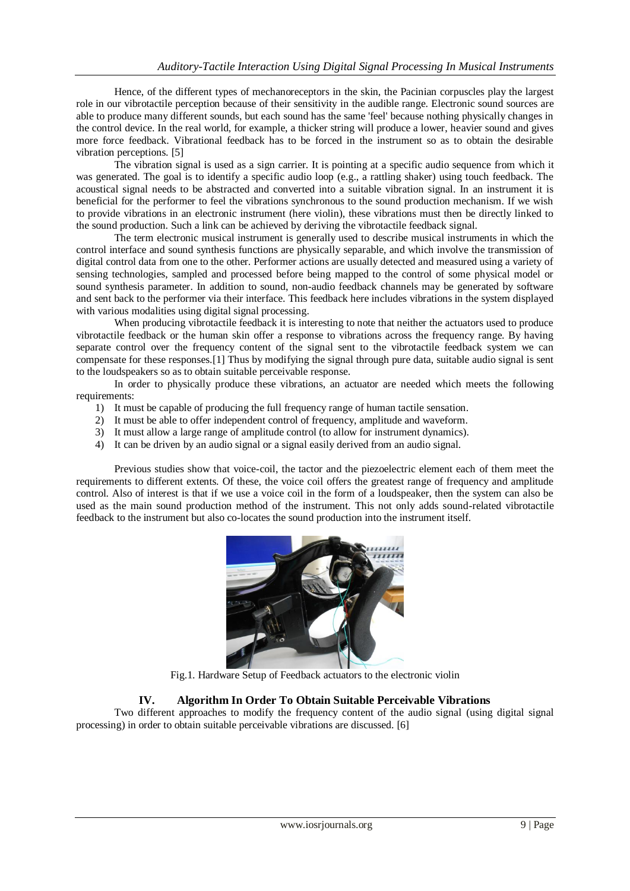Hence, of the different types of mechanoreceptors in the skin, the Pacinian corpuscles play the largest role in our vibrotactile perception because of their sensitivity in the audible range. Electronic sound sources are able to produce many different sounds, but each sound has the same 'feel' because nothing physically changes in the control device. In the real world, for example, a thicker string will produce a lower, heavier sound and gives more force feedback. Vibrational feedback has to be forced in the instrument so as to obtain the desirable vibration perceptions. [5]

The vibration signal is used as a sign carrier. It is pointing at a specific audio sequence from which it was generated. The goal is to identify a specific audio loop (e.g., a rattling shaker) using touch feedback. The acoustical signal needs to be abstracted and converted into a suitable vibration signal. In an instrument it is beneficial for the performer to feel the vibrations synchronous to the sound production mechanism. If we wish to provide vibrations in an electronic instrument (here violin), these vibrations must then be directly linked to the sound production. Such a link can be achieved by deriving the vibrotactile feedback signal.

The term electronic musical instrument is generally used to describe musical instruments in which the control interface and sound synthesis functions are physically separable, and which involve the transmission of digital control data from one to the other. Performer actions are usually detected and measured using a variety of sensing technologies, sampled and processed before being mapped to the control of some physical model or sound synthesis parameter. In addition to sound, non-audio feedback channels may be generated by software and sent back to the performer via their interface. This feedback here includes vibrations in the system displayed with various modalities using digital signal processing.

When producing vibrotactile feedback it is interesting to note that neither the actuators used to produce vibrotactile feedback or the human skin offer a response to vibrations across the frequency range. By having separate control over the frequency content of the signal sent to the vibrotactile feedback system we can compensate for these responses.[1] Thus by modifying the signal through pure data, suitable audio signal is sent to the loudspeakers so as to obtain suitable perceivable response.

In order to physically produce these vibrations, an actuator are needed which meets the following requirements:

1) It must be capable of producing the full frequency range of human tactile sensation.
2) It must be able to offer independent control of frequency, amplitude and waveform.
3) It must allow a large range of amplitude control (to allow for instrument dynamics).
4) It can be driven by an audio signal or a signal easily derived from an audio signal.

Previous studies show that voice-coil, the tactor and the piezoelectric element each of them meet the requirements to different extents. Of these, the voice coil offers the greatest range of frequency and amplitude control. Also of interest is that if we use a voice coil in the form of a loudspeaker, then the system can also be used as the main sound production method of the instrument. This not only adds sound-related vibrotactile feedback to the instrument but also co-locates the sound production into the instrument itself.

Fig.1. Hardware Setup of Feedback actuators to the electronic violin

## IV. Algorithm In Order To Obtain Suitable Perceivable Vibrations

Two different approaches to modify the frequency content of the audio signal (using digital signal processing) in order to obtain suitable perceivable vibrations are discussed. [6]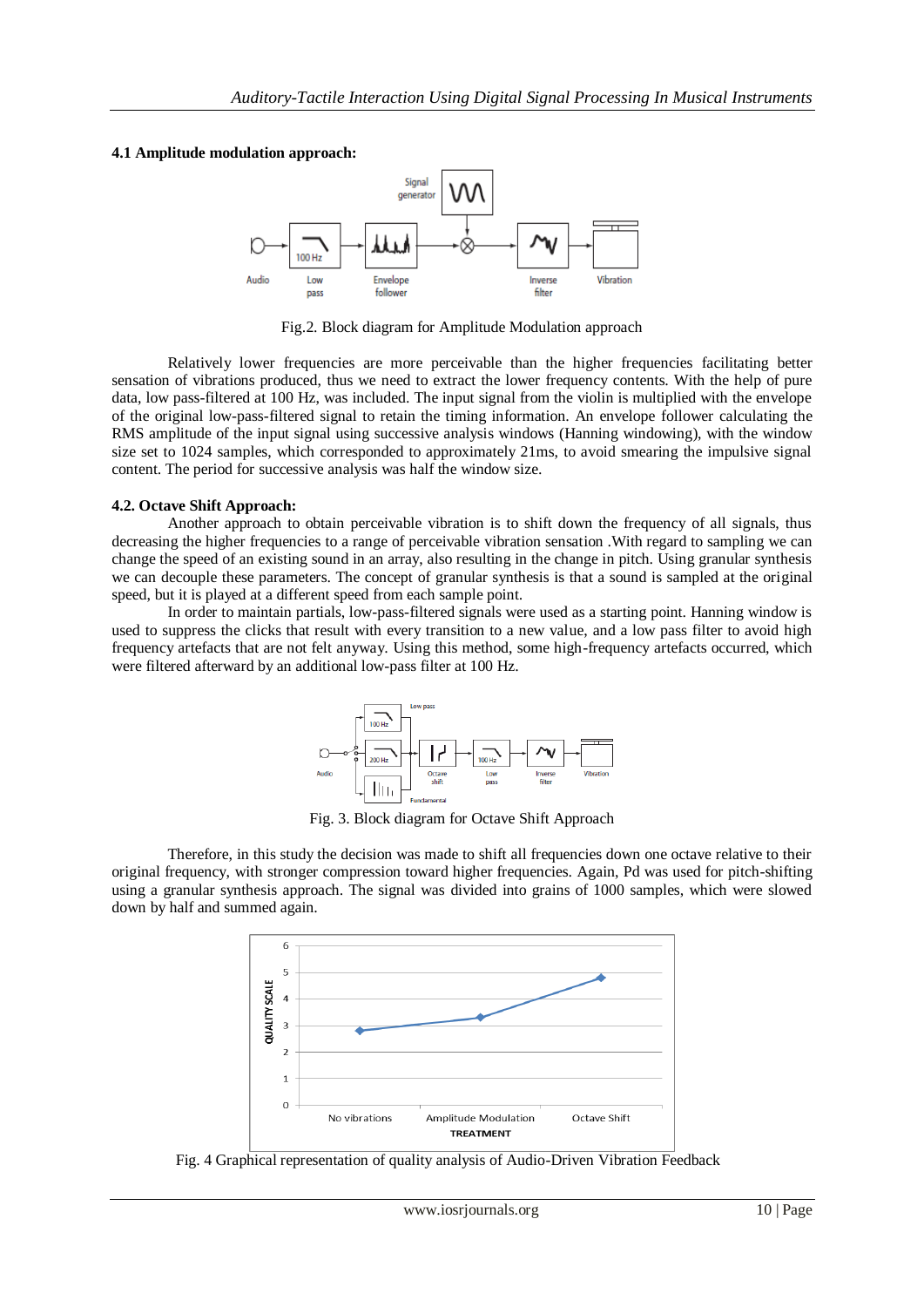### 4.1 Amplitude modulation approach:

Fig.2. Block diagram for Amplitude Modulation approach

Relatively lower frequencies are more perceivable than the higher frequencies facilitating better sensation of vibrations produced, thus we need to extract the lower frequency contents. With the help of pure data, low pass-filtered at 100 Hz, was included. The input signal from the violin is multiplied with the envelope of the original low-pass-filtered signal to retain the timing information. An envelope follower calculating the RMS amplitude of the input signal using successive analysis windows (Hanning windowing), with the window size set to 1024 samples, which corresponded to approximately 21ms, to avoid smearing the impulsive signal content. The period for successive analysis was half the window size.

### 4.2. Octave Shift Approach:

Another approach to obtain perceivable vibration is to shift down the frequency of all signals, thus decreasing the higher frequencies to a range of perceivable vibration sensation .With regard to sampling we can change the speed of an existing sound in an array, also resulting in the change in pitch. Using granular synthesis we can decouple these parameters. The concept of granular synthesis is that a sound is sampled at the original speed, but it is played at a different speed from each sample point.

In order to maintain partials, low-pass-filtered signals were used as a starting point. Hanning window is used to suppress the clicks that result with every transition to a new value, and a low pass filter to avoid high frequency artefacts that are not felt anyway. Using this method, some high-frequency artefacts occurred, which were filtered afterward by an additional low-pass filter at 100 Hz.

Fig. 3. Block diagram for Octave Shift Approach

Therefore, in this study the decision was made to shift all frequencies down one octave relative to their original frequency, with stronger compression toward higher frequencies. Again, Pd was used for pitch-shifting using a granular synthesis approach. The signal was divided into grains of 1000 samples, which were slowed down by half and summed again.

Fig. 4 Graphical representation of quality analysis of Audio-Driven Vibration Feedback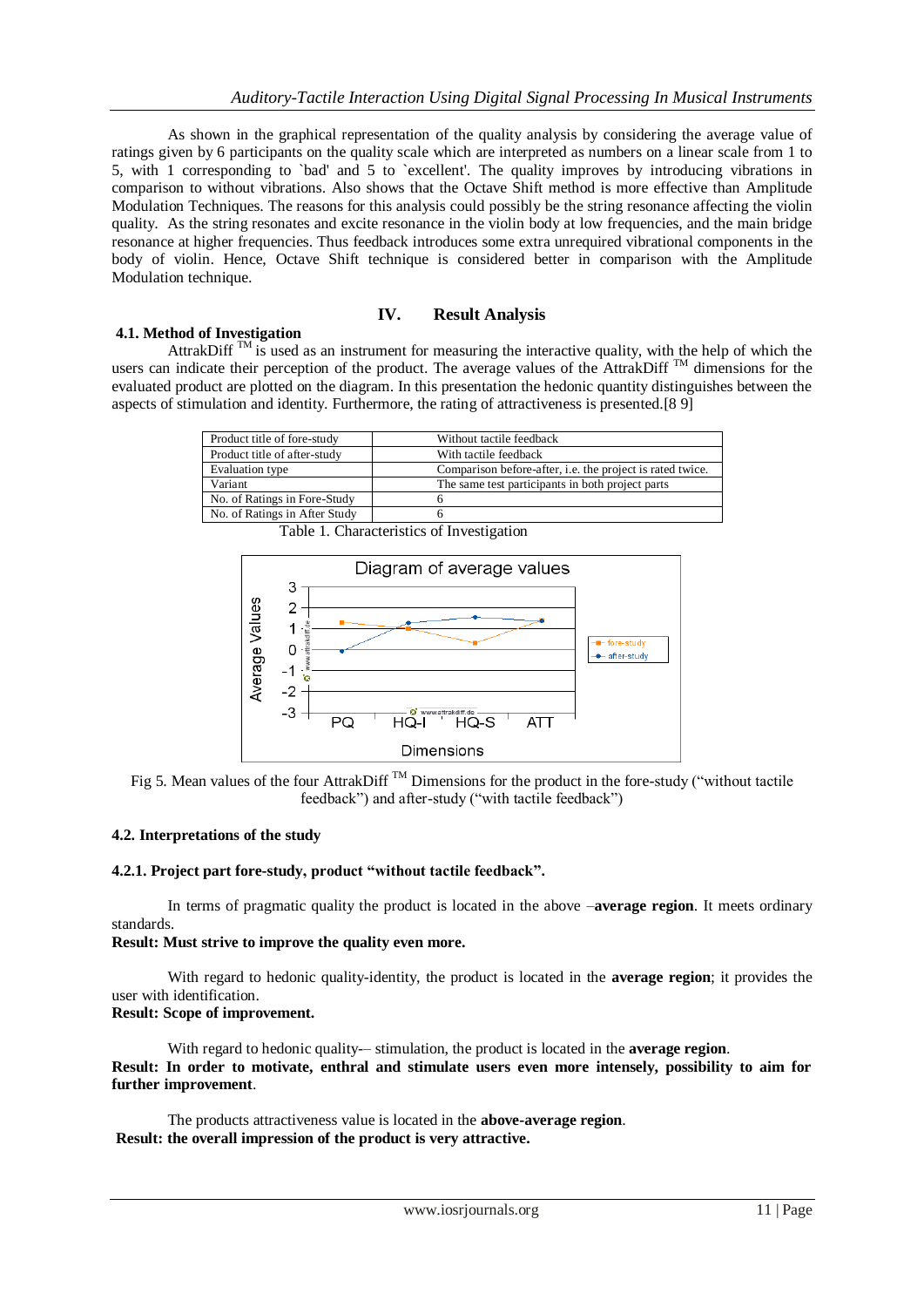As shown in the graphical representation of the quality analysis by considering the average value of ratings given by 6 participants on the quality scale which are interpreted as numbers on a linear scale from 1 to 5, with 1 corresponding to `bad' and 5 to `excellent'. The quality improves by introducing vibrations in comparison to without vibrations. Also shows that the Octave Shift method is more effective than Amplitude Modulation Techniques. The reasons for this analysis could possibly be the string resonance affecting the violin quality. As the string resonates and excite resonance in the violin body at low frequencies, and the main bridge resonance at higher frequencies. Thus feedback introduces some extra unrequired vibrational components in the body of violin. Hence, Octave Shift technique is considered better in comparison with the Amplitude Modulation technique.

## IV. Result Analysis

### 4.1. Method of Investigation

AttrakDiff ™ is used as an instrument for measuring the interactive quality, with the help of which the users can indicate their perception of the product. The average values of the AttrakDiff ™ dimensions for the evaluated product are plotted on the diagram. In this presentation the hedonic quantity distinguishes between the aspects of stimulation and identity. Furthermore, the rating of attractiveness is presented.[8 9]

| | |
|---|---|
| Product title of fore-study | Without tactile feedback |
| Product title of after-study | With tactile feedback |
| Evaluation type | Comparison before-after, i.e. the project is rated twice. |
| Variant | The same test participants in both project parts |
| No. of Ratings in Fore-Study | 6 |
| No. of Ratings in After Study | 6 |

Table 1. Characteristics of Investigation

Fig 5. Mean values of the four AttrakDiff ™ Dimensions for the product in the fore-study ("without tactile feedback") and after-study ("with tactile feedback")

### 4.2. Interpretations of the study

#### 4.2.1. Project part fore-study, product "without tactile feedback".

In terms of pragmatic quality the product is located in the above –**average region**. It meets ordinary standards.

**Result: Must strive to improve the quality even more.**

With regard to hedonic quality-identity, the product is located in the **average region**; it provides the user with identification.

**Result: Scope of improvement.**

With regard to hedonic quality-– stimulation, the product is located in the **average region**.

**Result: In order to motivate, enthral and stimulate users even more intensely, possibility to aim for further improvement**.

The products attractiveness value is located in the **above-average region**.

**Result: the overall impression of the product is very attractive.**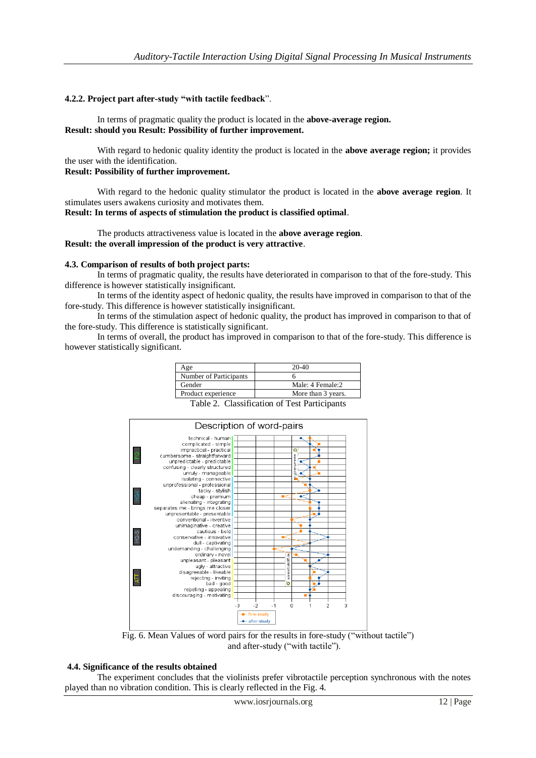#### 4.2.2. Project part after-study "with tactile feedback".

In terms of pragmatic quality the product is located in the **above-average region.**
**Result: should you Result: Possibility of further improvement.**

With regard to hedonic quality identity the product is located in the **above average region;** it provides the user with the identification.
**Result: Possibility of further improvement.**

With regard to the hedonic quality stimulator the product is located in the **above average region**. It stimulates users awakens curiosity and motivates them.
**Result: In terms of aspects of stimulation the product is classified optimal**.

The products attractiveness value is located in the **above average region**.
**Result: the overall impression of the product is very attractive**.

#### 4.3. Comparison of results of both project parts:

In terms of pragmatic quality, the results have deteriorated in comparison to that of the fore-study. This difference is however statistically insignificant.

In terms of the identity aspect of hedonic quality, the results have improved in comparison to that of the fore-study. This difference is however statistically insignificant.

In terms of the stimulation aspect of hedonic quality, the product has improved in comparison to that of the fore-study. This difference is statistically significant.

In terms of overall, the product has improved in comparison to that of the fore-study. This difference is however statistically significant.

| Age | 20-40 |
|---|---|
| Number of Participants | 6 |
| Gender | Male: 4 Female:2 |
| Product experience | More than 3 years. |

Table 2. Classification of Test Participants

Fig. 6. Mean Values of word pairs for the results in fore-study ("without tactile") and after-study ("with tactile").

#### 4.4. Significance of the results obtained

The experiment concludes that the violinists prefer vibrotactile perception synchronous with the notes played than no vibration condition. This is clearly reflected in the Fig. 4.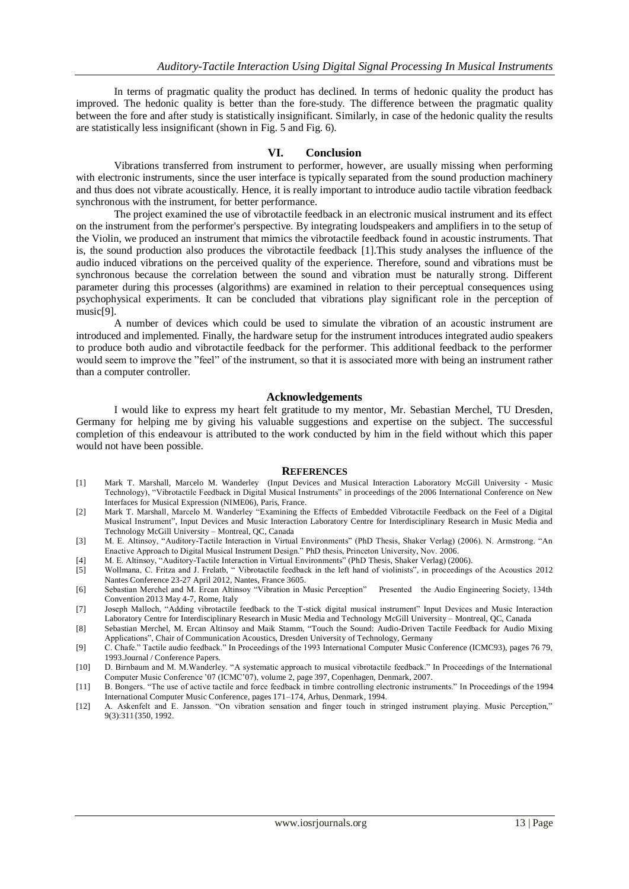In terms of pragmatic quality the product has declined. In terms of hedonic quality the product has improved. The hedonic quality is better than the fore-study. The difference between the pragmatic quality between the fore and after study is statistically insignificant. Similarly, in case of the hedonic quality the results are statistically less insignificant (shown in Fig. 5 and Fig. 6).

## VI. Conclusion

Vibrations transferred from instrument to performer, however, are usually missing when performing with electronic instruments, since the user interface is typically separated from the sound production machinery and thus does not vibrate acoustically. Hence, it is really important to introduce audio tactile vibration feedback synchronous with the instrument, for better performance.

The project examined the use of vibrotactile feedback in an electronic musical instrument and its effect on the instrument from the performer's perspective. By integrating loudspeakers and amplifiers in to the setup of the Violin, we produced an instrument that mimics the vibrotactile feedback found in acoustic instruments. That is, the sound production also produces the vibrotactile feedback [1].This study analyses the influence of the audio induced vibrations on the perceived quality of the experience. Therefore, sound and vibrations must be synchronous because the correlation between the sound and vibration must be naturally strong. Different parameter during this processes (algorithms) are examined in relation to their perceptual consequences using psychophysical experiments. It can be concluded that vibrations play significant role in the perception of music[9].

A number of devices which could be used to simulate the vibration of an acoustic instrument are introduced and implemented. Finally, the hardware setup for the instrument introduces integrated audio speakers to produce both audio and vibrotactile feedback for the performer. This additional feedback to the performer would seem to improve the "feel" of the instrument, so that it is associated more with being an instrument rather than a computer controller.

## Acknowledgements

I would like to express my heart felt gratitude to my mentor, Mr. Sebastian Merchel, TU Dresden, Germany for helping me by giving his valuable suggestions and expertise on the subject. The successful completion of this endeavour is attributed to the work conducted by him in the field without which this paper would not have been possible.

## REFERENCES

[1] Mark T. Marshall, Marcelo M. Wanderley (Input Devices and Musical Interaction Laboratory McGill University - Music Technology), "Vibrotactile Feedback in Digital Musical Instruments" in proceedings of the 2006 International Conference on New Interfaces for Musical Expression (NIME06), Paris, France.

[2] Mark T. Marshall, Marcelo M. Wanderley "Examining the Effects of Embedded Vibrotactile Feedback on the Feel of a Digital Musical Instrument", Input Devices and Music Interaction Laboratory Centre for Interdisciplinary Research in Music Media and Technology McGill University – Montreal, QC, Canada

[3] M. E. Altinsoy, "Auditory-Tactile Interaction in Virtual Environments" (PhD Thesis, Shaker Verlag) (2006). N. Armstrong. "An Enactive Approach to Digital Musical Instrument Design." PhD thesis, Princeton University, Nov. 2006.

[4] M. E. Altinsoy, "Auditory-Tactile Interaction in Virtual Environments" (PhD Thesis, Shaker Verlag) (2006).

[5] Wollmana, C. Fritza and J. Frelatb, " Vibrotactile feedback in the left hand of violinists", in proceedings of the Acoustics 2012 Nantes Conference 23-27 April 2012, Nantes, France 3605.

[6] Sebastian Merchel and M. Ercan Altinsoy "Vibration in Music Perception" Presented the Audio Engineering Society, 134th Convention 2013 May 4-7, Rome, Italy

[7] Joseph Malloch, "Adding vibrotactile feedback to the T-stick digital musical instrument" Input Devices and Music Interaction Laboratory Centre for Interdisciplinary Research in Music Media and Technology McGill University – Montreal, QC, Canada

[8] Sebastian Merchel, M. Ercan Altinsoy and Maik Stamm, "Touch the Sound: Audio-Driven Tactile Feedback for Audio Mixing Applications", Chair of Communication Acoustics, Dresden University of Technology, Germany

[9] C. Chafe." Tactile audio feedback." In Proceedings of the 1993 International Computer Music Conference (ICMC93), pages 76 79, 1993.Journal / Conference Papers.

[10] D. Birnbaum and M. M.Wanderley. "A systematic approach to musical vibrotactile feedback." In Proceedings of the International Computer Music Conference '07 (ICMC'07), volume 2, page 397, Copenhagen, Denmark, 2007.

[11] B. Bongers. "The use of active tactile and force feedback in timbre controlling electronic instruments." In Proceedings of the 1994 International Computer Music Conference, pages 171–174, Arhus, Denmark, 1994.

[12] A. Askenfelt and E. Jansson. "On vibration sensation and finger touch in stringed instrument playing. Music Perception," 9(3):311{350, 1992.